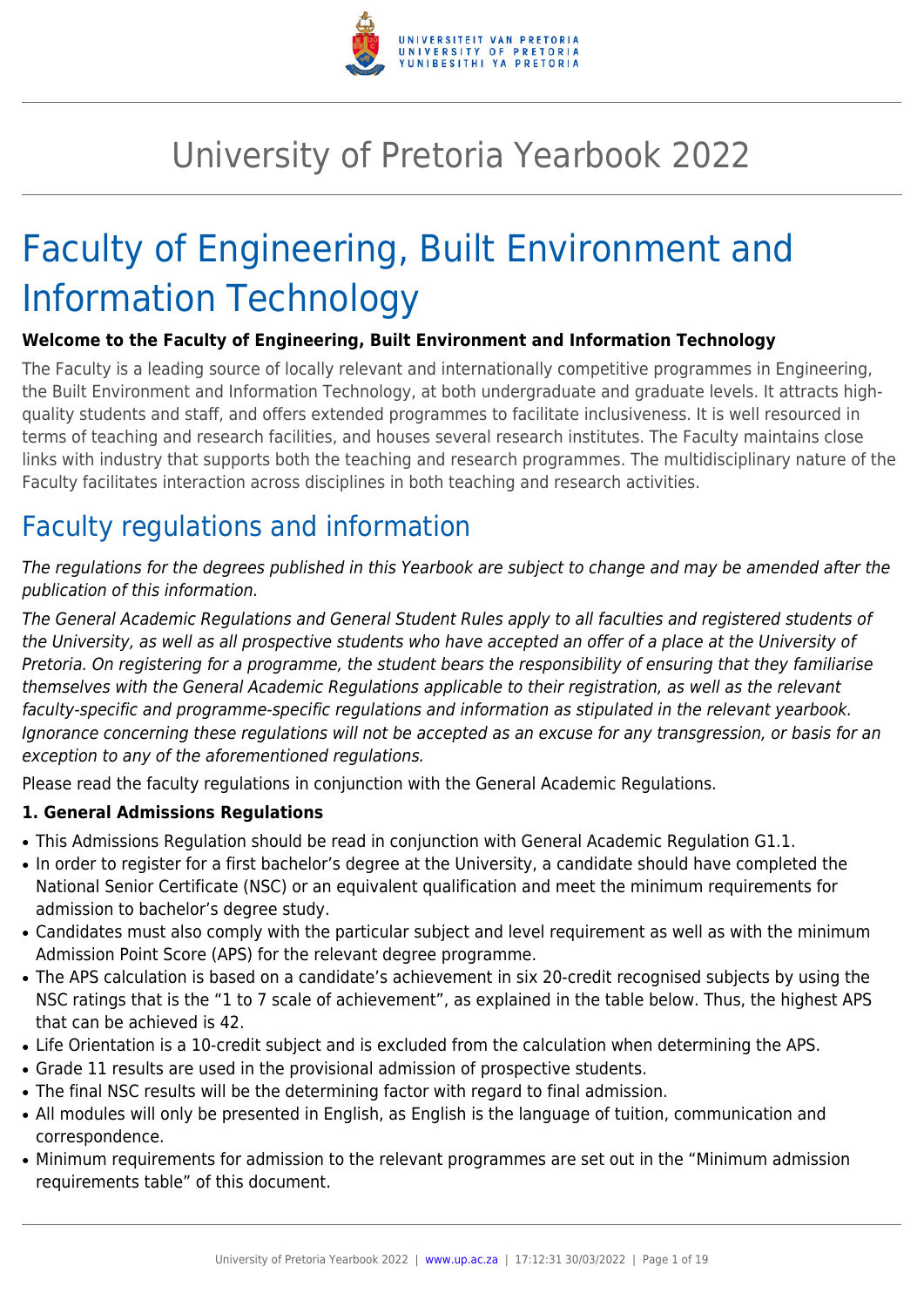# University of Pretoria Yearbook 2022

# Faculty of Engineering, Built Environment and Information Technology

**Welcome to the Faculty of Engineering, Built Environment and Information Technology**

The Faculty is a leading source of locally relevant and internationally competitive programmes in Engineering, the Built Environment and Information Technology, at both undergraduate and graduate levels. It attracts high-quality students and staff, and offers extended programmes to facilitate inclusiveness. It is well resourced in terms of teaching and research facilities, and houses several research institutes. The Faculty maintains close links with industry that supports both the teaching and research programmes. The multidisciplinary nature of the Faculty facilitates interaction across disciplines in both teaching and research activities.

## Faculty regulations and information

*The regulations for the degrees published in this Yearbook are subject to change and may be amended after the publication of this information.*

*The General Academic Regulations and General Student Rules apply to all faculties and registered students of the University, as well as all prospective students who have accepted an offer of a place at the University of Pretoria. On registering for a programme, the student bears the responsibility of ensuring that they familiarise themselves with the General Academic Regulations applicable to their registration, as well as the relevant faculty-specific and programme-specific regulations and information as stipulated in the relevant yearbook. Ignorance concerning these regulations will not be accepted as an excuse for any transgression, or basis for an exception to any of the aforementioned regulations.*

Please read the faculty regulations in conjunction with the General Academic Regulations.

**1. General Admissions Regulations**

- This Admissions Regulation should be read in conjunction with General Academic Regulation G1.1.
- In order to register for a first bachelor's degree at the University, a candidate should have completed the National Senior Certificate (NSC) or an equivalent qualification and meet the minimum requirements for admission to bachelor's degree study.
- Candidates must also comply with the particular subject and level requirement as well as with the minimum Admission Point Score (APS) for the relevant degree programme.
- The APS calculation is based on a candidate's achievement in six 20-credit recognised subjects by using the NSC ratings that is the "1 to 7 scale of achievement", as explained in the table below. Thus, the highest APS that can be achieved is 42.
- Life Orientation is a 10-credit subject and is excluded from the calculation when determining the APS.
- Grade 11 results are used in the provisional admission of prospective students.
- The final NSC results will be the determining factor with regard to final admission.
- All modules will only be presented in English, as English is the language of tuition, communication and correspondence.
- Minimum requirements for admission to the relevant programmes are set out in the "Minimum admission requirements table" of this document.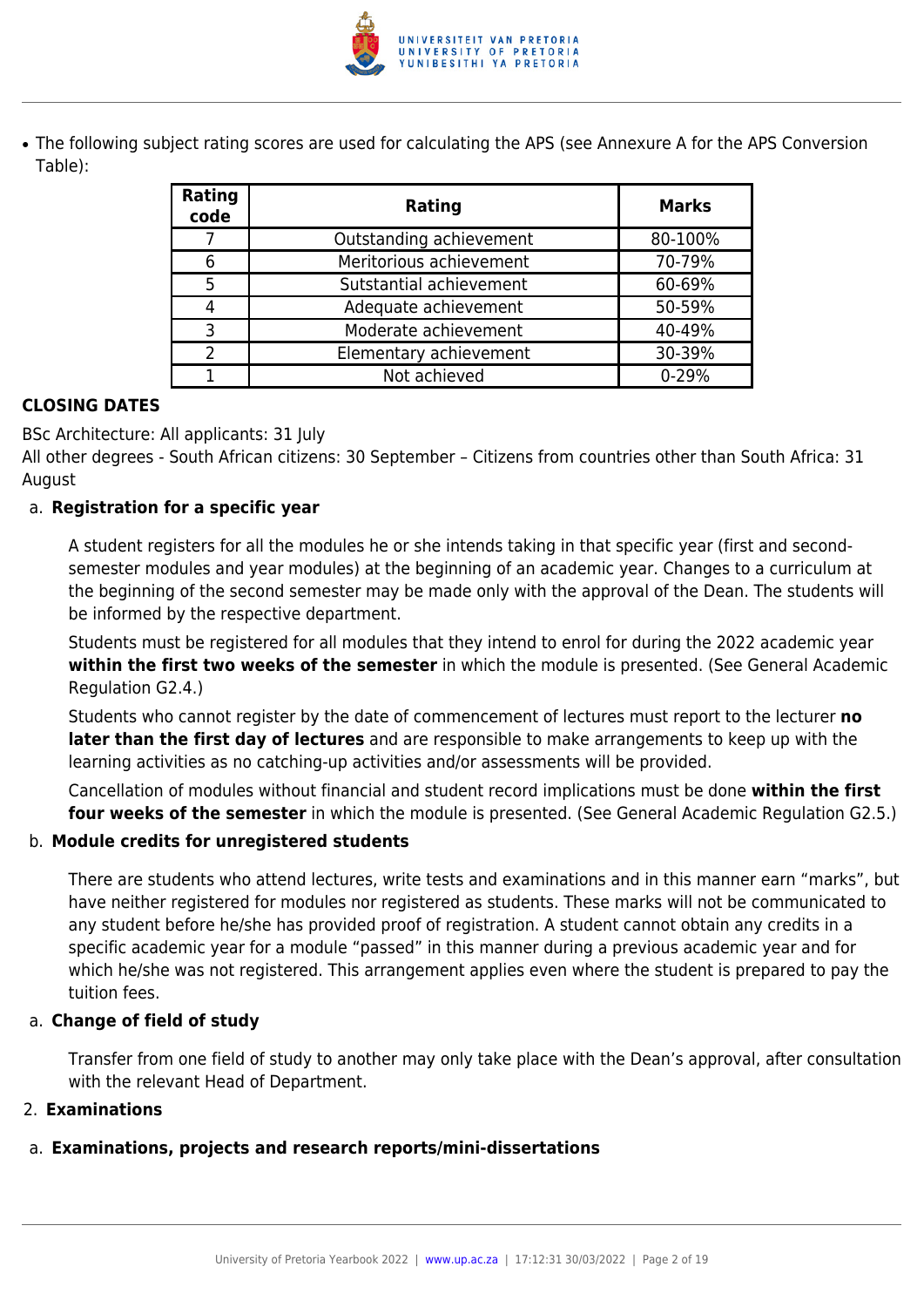- The following subject rating scores are used for calculating the APS (see Annexure A for the APS Conversion Table):

| Rating code | Rating | Marks |
|---|---|---|
| 7 | Outstanding achievement | 80-100% |
| 6 | Meritorious achievement | 70-79% |
| 5 | Sutstantial achievement | 60-69% |
| 4 | Adequate achievement | 50-59% |
| 3 | Moderate achievement | 40-49% |
| 2 | Elementary achievement | 30-39% |
| 1 | Not achieved | 0-29% |

**CLOSING DATES**

BSc Architecture: All applicants: 31 July

All other degrees - South African citizens: 30 September – Citizens from countries other than South Africa: 31 August

a. **Registration for a specific year**

A student registers for all the modules he or she intends taking in that specific year (first and second-semester modules and year modules) at the beginning of an academic year. Changes to a curriculum at the beginning of the second semester may be made only with the approval of the Dean. The students will be informed by the respective department.

Students must be registered for all modules that they intend to enrol for during the 2022 academic year **within the first two weeks of the semester** in which the module is presented. (See General Academic Regulation G2.4.)

Students who cannot register by the date of commencement of lectures must report to the lecturer **no later than the first day of lectures** and are responsible to make arrangements to keep up with the learning activities as no catching-up activities and/or assessments will be provided.

Cancellation of modules without financial and student record implications must be done **within the first four weeks of the semester** in which the module is presented. (See General Academic Regulation G2.5.)

b. **Module credits for unregistered students**

There are students who attend lectures, write tests and examinations and in this manner earn "marks", but have neither registered for modules nor registered as students. These marks will not be communicated to any student before he/she has provided proof of registration. A student cannot obtain any credits in a specific academic year for a module "passed" in this manner during a previous academic year and for which he/she was not registered. This arrangement applies even where the student is prepared to pay the tuition fees.

a. **Change of field of study**

Transfer from one field of study to another may only take place with the Dean's approval, after consultation with the relevant Head of Department.

2. **Examinations**

a. **Examinations, projects and research reports/mini-dissertations**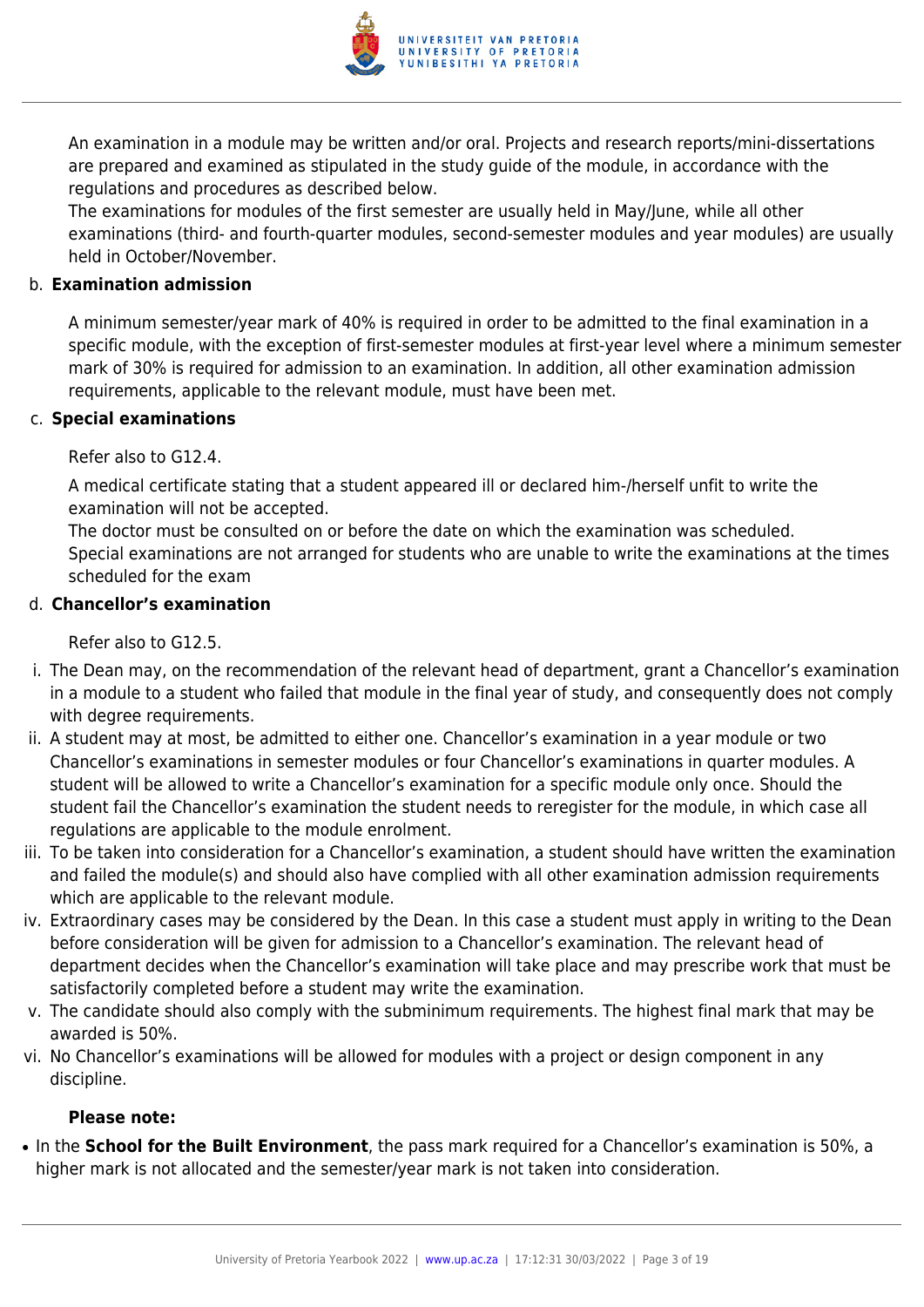An examination in a module may be written and/or oral. Projects and research reports/mini-dissertations are prepared and examined as stipulated in the study guide of the module, in accordance with the regulations and procedures as described below.
The examinations for modules of the first semester are usually held in May/June, while all other examinations (third- and fourth-quarter modules, second-semester modules and year modules) are usually held in October/November.

b. **Examination admission**

A minimum semester/year mark of 40% is required in order to be admitted to the final examination in a specific module, with the exception of first-semester modules at first-year level where a minimum semester mark of 30% is required for admission to an examination. In addition, all other examination admission requirements, applicable to the relevant module, must have been met.

c. **Special examinations**

Refer also to G12.4.

A medical certificate stating that a student appeared ill or declared him-/herself unfit to write the examination will not be accepted.
The doctor must be consulted on or before the date on which the examination was scheduled.
Special examinations are not arranged for students who are unable to write the examinations at the times scheduled for the exam

d. **Chancellor's examination**

Refer also to G12.5.

i. The Dean may, on the recommendation of the relevant head of department, grant a Chancellor's examination in a module to a student who failed that module in the final year of study, and consequently does not comply with degree requirements.
ii. A student may at most, be admitted to either one. Chancellor's examination in a year module or two Chancellor's examinations in semester modules or four Chancellor's examinations in quarter modules. A student will be allowed to write a Chancellor's examination for a specific module only once. Should the student fail the Chancellor's examination the student needs to reregister for the module, in which case all regulations are applicable to the module enrolment.
iii. To be taken into consideration for a Chancellor's examination, a student should have written the examination and failed the module(s) and should also have complied with all other examination admission requirements which are applicable to the relevant module.
iv. Extraordinary cases may be considered by the Dean. In this case a student must apply in writing to the Dean before consideration will be given for admission to a Chancellor's examination. The relevant head of department decides when the Chancellor's examination will take place and may prescribe work that must be satisfactorily completed before a student may write the examination.
v. The candidate should also comply with the subminimum requirements. The highest final mark that may be awarded is 50%.
vi. No Chancellor's examinations will be allowed for modules with a project or design component in any discipline.

**Please note:**

- In the **School for the Built Environment**, the pass mark required for a Chancellor's examination is 50%, a higher mark is not allocated and the semester/year mark is not taken into consideration.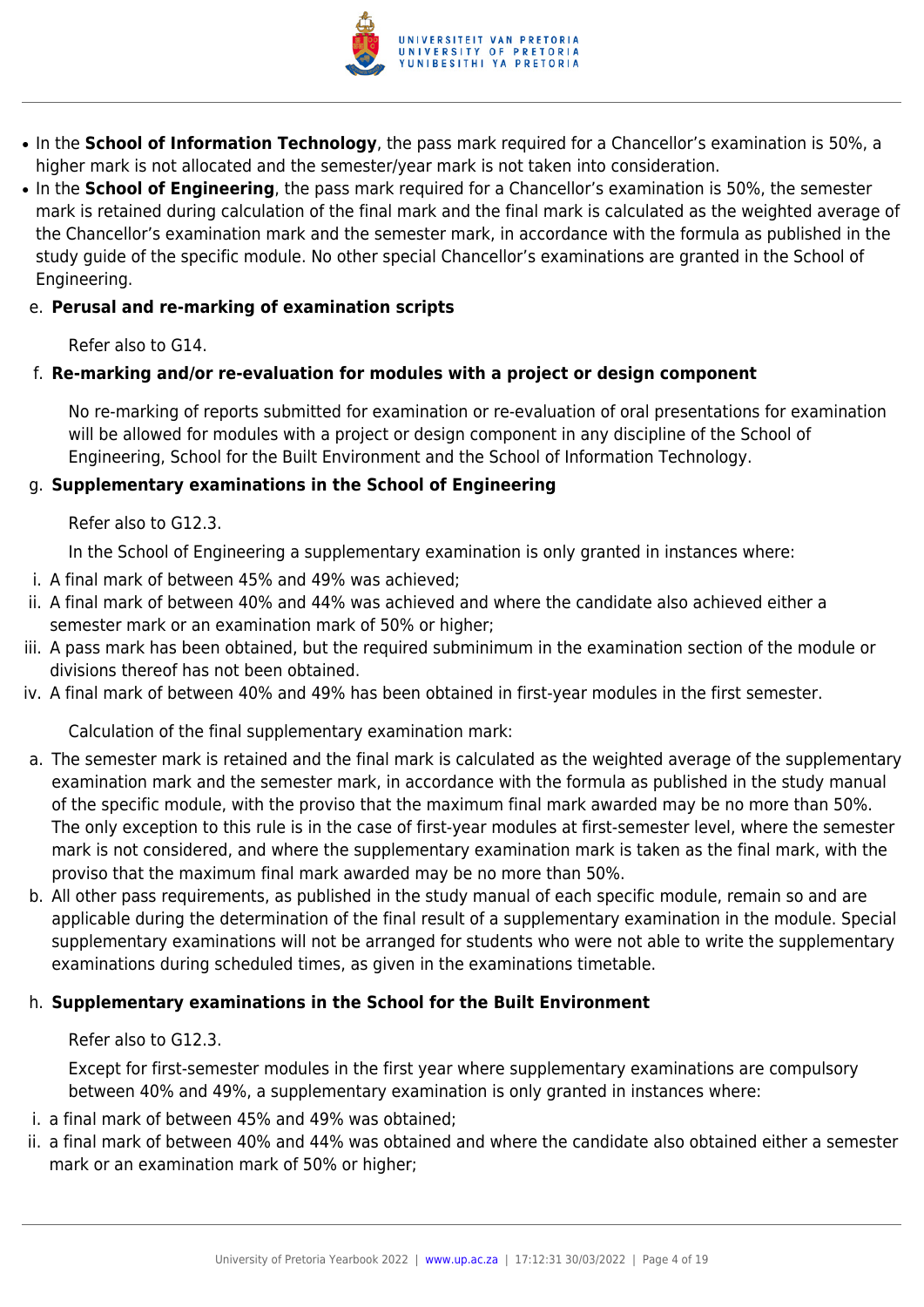- In the **School of Information Technology**, the pass mark required for a Chancellor's examination is 50%, a higher mark is not allocated and the semester/year mark is not taken into consideration.
- In the **School of Engineering**, the pass mark required for a Chancellor's examination is 50%, the semester mark is retained during calculation of the final mark and the final mark is calculated as the weighted average of the Chancellor's examination mark and the semester mark, in accordance with the formula as published in the study guide of the specific module. No other special Chancellor's examinations are granted in the School of Engineering.

e. **Perusal and re-marking of examination scripts**

Refer also to G14.

f. **Re-marking and/or re-evaluation for modules with a project or design component**

No re-marking of reports submitted for examination or re-evaluation of oral presentations for examination will be allowed for modules with a project or design component in any discipline of the School of Engineering, School for the Built Environment and the School of Information Technology.

g. **Supplementary examinations in the School of Engineering**

Refer also to G12.3.

In the School of Engineering a supplementary examination is only granted in instances where:

i. A final mark of between 45% and 49% was achieved;
ii. A final mark of between 40% and 44% was achieved and where the candidate also achieved either a semester mark or an examination mark of 50% or higher;
iii. A pass mark has been obtained, but the required subminimum in the examination section of the module or divisions thereof has not been obtained.
iv. A final mark of between 40% and 49% has been obtained in first-year modules in the first semester.

Calculation of the final supplementary examination mark:

a. The semester mark is retained and the final mark is calculated as the weighted average of the supplementary examination mark and the semester mark, in accordance with the formula as published in the study manual of the specific module, with the proviso that the maximum final mark awarded may be no more than 50%. The only exception to this rule is in the case of first-year modules at first-semester level, where the semester mark is not considered, and where the supplementary examination mark is taken as the final mark, with the proviso that the maximum final mark awarded may be no more than 50%.
b. All other pass requirements, as published in the study manual of each specific module, remain so and are applicable during the determination of the final result of a supplementary examination in the module. Special supplementary examinations will not be arranged for students who were not able to write the supplementary examinations during scheduled times, as given in the examinations timetable.

h. **Supplementary examinations in the School for the Built Environment**

Refer also to G12.3.

Except for first-semester modules in the first year where supplementary examinations are compulsory between 40% and 49%, a supplementary examination is only granted in instances where:

i. a final mark of between 45% and 49% was obtained;
ii. a final mark of between 40% and 44% was obtained and where the candidate also obtained either a semester mark or an examination mark of 50% or higher;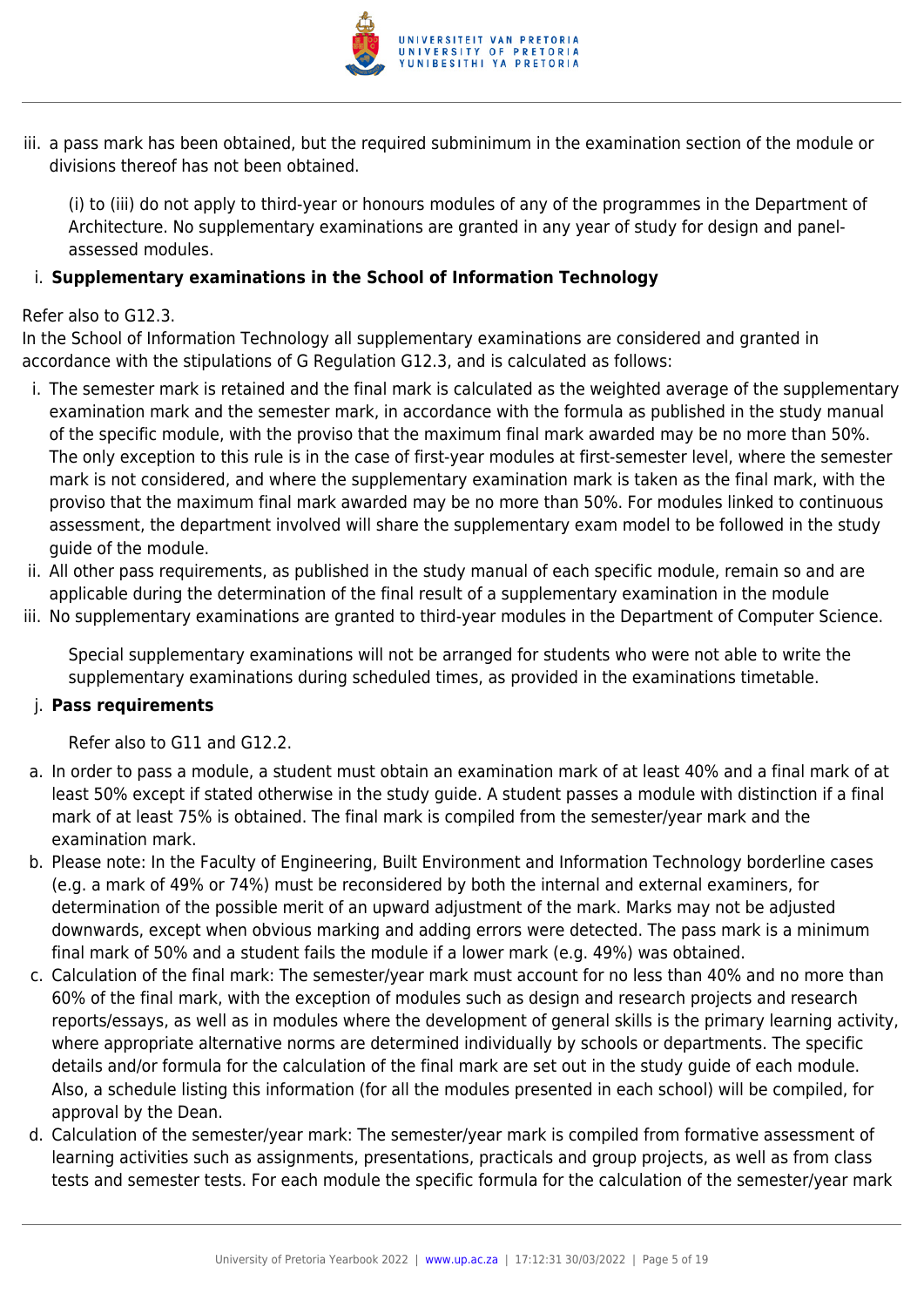iii. a pass mark has been obtained, but the required subminimum in the examination section of the module or divisions thereof has not been obtained.

(i) to (iii) do not apply to third-year or honours modules of any of the programmes in the Department of Architecture. No supplementary examinations are granted in any year of study for design and panel-assessed modules.

i. **Supplementary examinations in the School of Information Technology**

Refer also to G12.3.
In the School of Information Technology all supplementary examinations are considered and granted in accordance with the stipulations of G Regulation G12.3, and is calculated as follows:

i. The semester mark is retained and the final mark is calculated as the weighted average of the supplementary examination mark and the semester mark, in accordance with the formula as published in the study manual of the specific module, with the proviso that the maximum final mark awarded may be no more than 50%. The only exception to this rule is in the case of first-year modules at first-semester level, where the semester mark is not considered, and where the supplementary examination mark is taken as the final mark, with the proviso that the maximum final mark awarded may be no more than 50%. For modules linked to continuous assessment, the department involved will share the supplementary exam model to be followed in the study guide of the module.
ii. All other pass requirements, as published in the study manual of each specific module, remain so and are applicable during the determination of the final result of a supplementary examination in the module
iii. No supplementary examinations are granted to third-year modules in the Department of Computer Science.

Special supplementary examinations will not be arranged for students who were not able to write the supplementary examinations during scheduled times, as provided in the examinations timetable.

j. **Pass requirements**

Refer also to G11 and G12.2.

a. In order to pass a module, a student must obtain an examination mark of at least 40% and a final mark of at least 50% except if stated otherwise in the study guide. A student passes a module with distinction if a final mark of at least 75% is obtained. The final mark is compiled from the semester/year mark and the examination mark.
b. Please note: In the Faculty of Engineering, Built Environment and Information Technology borderline cases (e.g. a mark of 49% or 74%) must be reconsidered by both the internal and external examiners, for determination of the possible merit of an upward adjustment of the mark. Marks may not be adjusted downwards, except when obvious marking and adding errors were detected. The pass mark is a minimum final mark of 50% and a student fails the module if a lower mark (e.g. 49%) was obtained.
c. Calculation of the final mark: The semester/year mark must account for no less than 40% and no more than 60% of the final mark, with the exception of modules such as design and research projects and research reports/essays, as well as in modules where the development of general skills is the primary learning activity, where appropriate alternative norms are determined individually by schools or departments. The specific details and/or formula for the calculation of the final mark are set out in the study guide of each module. Also, a schedule listing this information (for all the modules presented in each school) will be compiled, for approval by the Dean.
d. Calculation of the semester/year mark: The semester/year mark is compiled from formative assessment of learning activities such as assignments, presentations, practicals and group projects, as well as from class tests and semester tests. For each module the specific formula for the calculation of the semester/year mark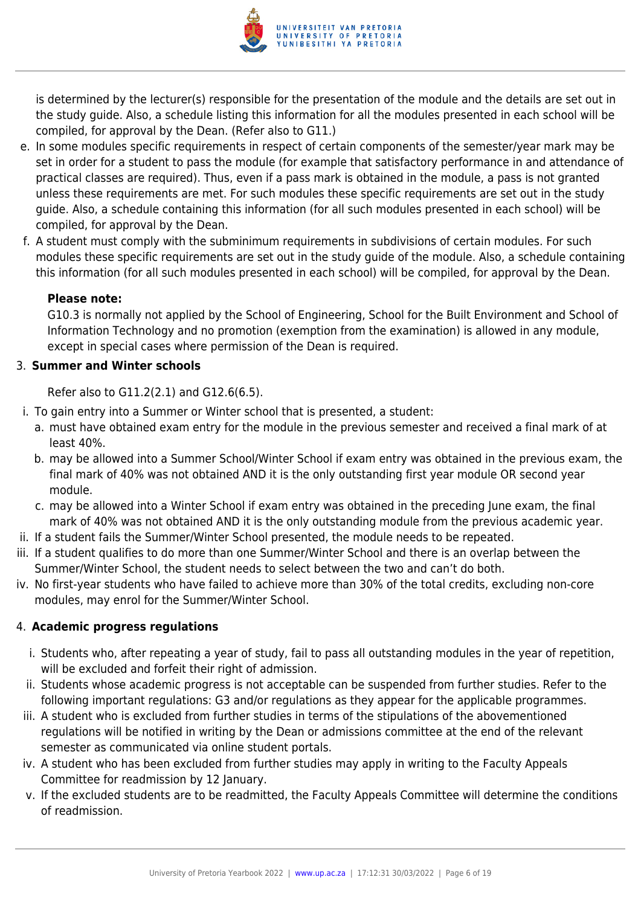is determined by the lecturer(s) responsible for the presentation of the module and the details are set out in the study guide. Also, a schedule listing this information for all the modules presented in each school will be compiled, for approval by the Dean. (Refer also to G11.)

e. In some modules specific requirements in respect of certain components of the semester/year mark may be set in order for a student to pass the module (for example that satisfactory performance in and attendance of practical classes are required). Thus, even if a pass mark is obtained in the module, a pass is not granted unless these requirements are met. For such modules these specific requirements are set out in the study guide. Also, a schedule containing this information (for all such modules presented in each school) will be compiled, for approval by the Dean.

f. A student must comply with the subminimum requirements in subdivisions of certain modules. For such modules these specific requirements are set out in the study guide of the module. Also, a schedule containing this information (for all such modules presented in each school) will be compiled, for approval by the Dean.

**Please note:**
G10.3 is normally not applied by the School of Engineering, School for the Built Environment and School of Information Technology and no promotion (exemption from the examination) is allowed in any module, except in special cases where permission of the Dean is required.

3. **Summer and Winter schools**

Refer also to G11.2(2.1) and G12.6(6.5).

i. To gain entry into a Summer or Winter school that is presented, a student:
   a. must have obtained exam entry for the module in the previous semester and received a final mark of at least 40%.
   b. may be allowed into a Summer School/Winter School if exam entry was obtained in the previous exam, the final mark of 40% was not obtained AND it is the only outstanding first year module OR second year module.
   c. may be allowed into a Winter School if exam entry was obtained in the preceding June exam, the final mark of 40% was not obtained AND it is the only outstanding module from the previous academic year.

ii. If a student fails the Summer/Winter School presented, the module needs to be repeated.

iii. If a student qualifies to do more than one Summer/Winter School and there is an overlap between the Summer/Winter School, the student needs to select between the two and can't do both.

iv. No first-year students who have failed to achieve more than 30% of the total credits, excluding non-core modules, may enrol for the Summer/Winter School.

4. **Academic progress regulations**

i. Students who, after repeating a year of study, fail to pass all outstanding modules in the year of repetition, will be excluded and forfeit their right of admission.

ii. Students whose academic progress is not acceptable can be suspended from further studies. Refer to the following important regulations: G3 and/or regulations as they appear for the applicable programmes.

iii. A student who is excluded from further studies in terms of the stipulations of the abovementioned regulations will be notified in writing by the Dean or admissions committee at the end of the relevant semester as communicated via online student portals.

iv. A student who has been excluded from further studies may apply in writing to the Faculty Appeals Committee for readmission by 12 January.

v. If the excluded students are to be readmitted, the Faculty Appeals Committee will determine the conditions of readmission.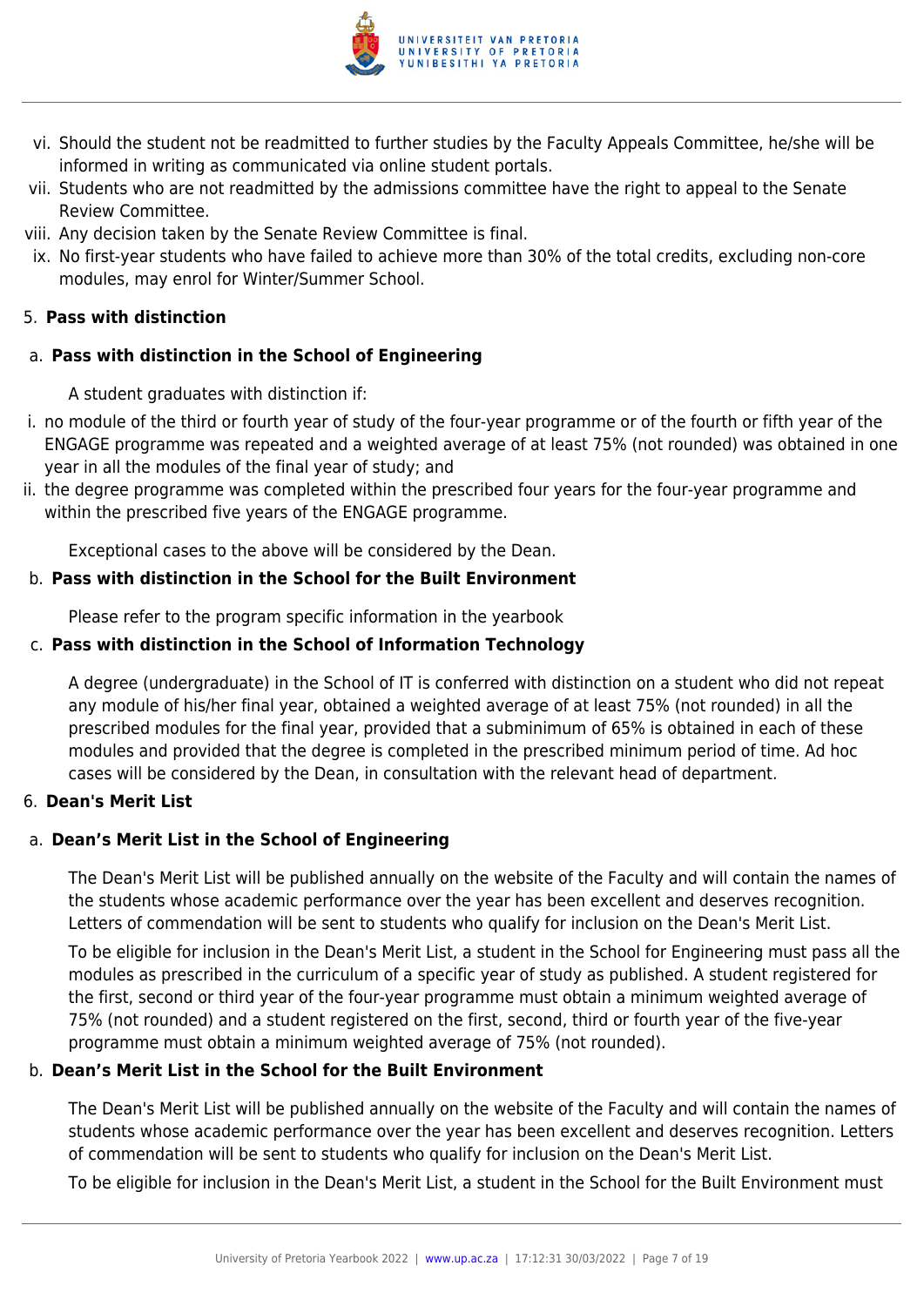vi. Should the student not be readmitted to further studies by the Faculty Appeals Committee, he/she will be informed in writing as communicated via online student portals.
vii. Students who are not readmitted by the admissions committee have the right to appeal to the Senate Review Committee.
viii. Any decision taken by the Senate Review Committee is final.
ix. No first-year students who have failed to achieve more than 30% of the total credits, excluding non-core modules, may enrol for Winter/Summer School.

5. **Pass with distinction**

a. **Pass with distinction in the School of Engineering**

A student graduates with distinction if:

i. no module of the third or fourth year of study of the four-year programme or of the fourth or fifth year of the ENGAGE programme was repeated and a weighted average of at least 75% (not rounded) was obtained in one year in all the modules of the final year of study; and
ii. the degree programme was completed within the prescribed four years for the four-year programme and within the prescribed five years of the ENGAGE programme.

Exceptional cases to the above will be considered by the Dean.

b. **Pass with distinction in the School for the Built Environment**

Please refer to the program specific information in the yearbook

c. **Pass with distinction in the School of Information Technology**

A degree (undergraduate) in the School of IT is conferred with distinction on a student who did not repeat any module of his/her final year, obtained a weighted average of at least 75% (not rounded) in all the prescribed modules for the final year, provided that a subminimum of 65% is obtained in each of these modules and provided that the degree is completed in the prescribed minimum period of time. Ad hoc cases will be considered by the Dean, in consultation with the relevant head of department.

6. **Dean's Merit List**

a. **Dean's Merit List in the School of Engineering**

The Dean's Merit List will be published annually on the website of the Faculty and will contain the names of the students whose academic performance over the year has been excellent and deserves recognition. Letters of commendation will be sent to students who qualify for inclusion on the Dean's Merit List.

To be eligible for inclusion in the Dean's Merit List, a student in the School for Engineering must pass all the modules as prescribed in the curriculum of a specific year of study as published. A student registered for the first, second or third year of the four-year programme must obtain a minimum weighted average of 75% (not rounded) and a student registered on the first, second, third or fourth year of the five-year programme must obtain a minimum weighted average of 75% (not rounded).

b. **Dean's Merit List in the School for the Built Environment**

The Dean's Merit List will be published annually on the website of the Faculty and will contain the names of students whose academic performance over the year has been excellent and deserves recognition. Letters of commendation will be sent to students who qualify for inclusion on the Dean's Merit List.

To be eligible for inclusion in the Dean's Merit List, a student in the School for the Built Environment must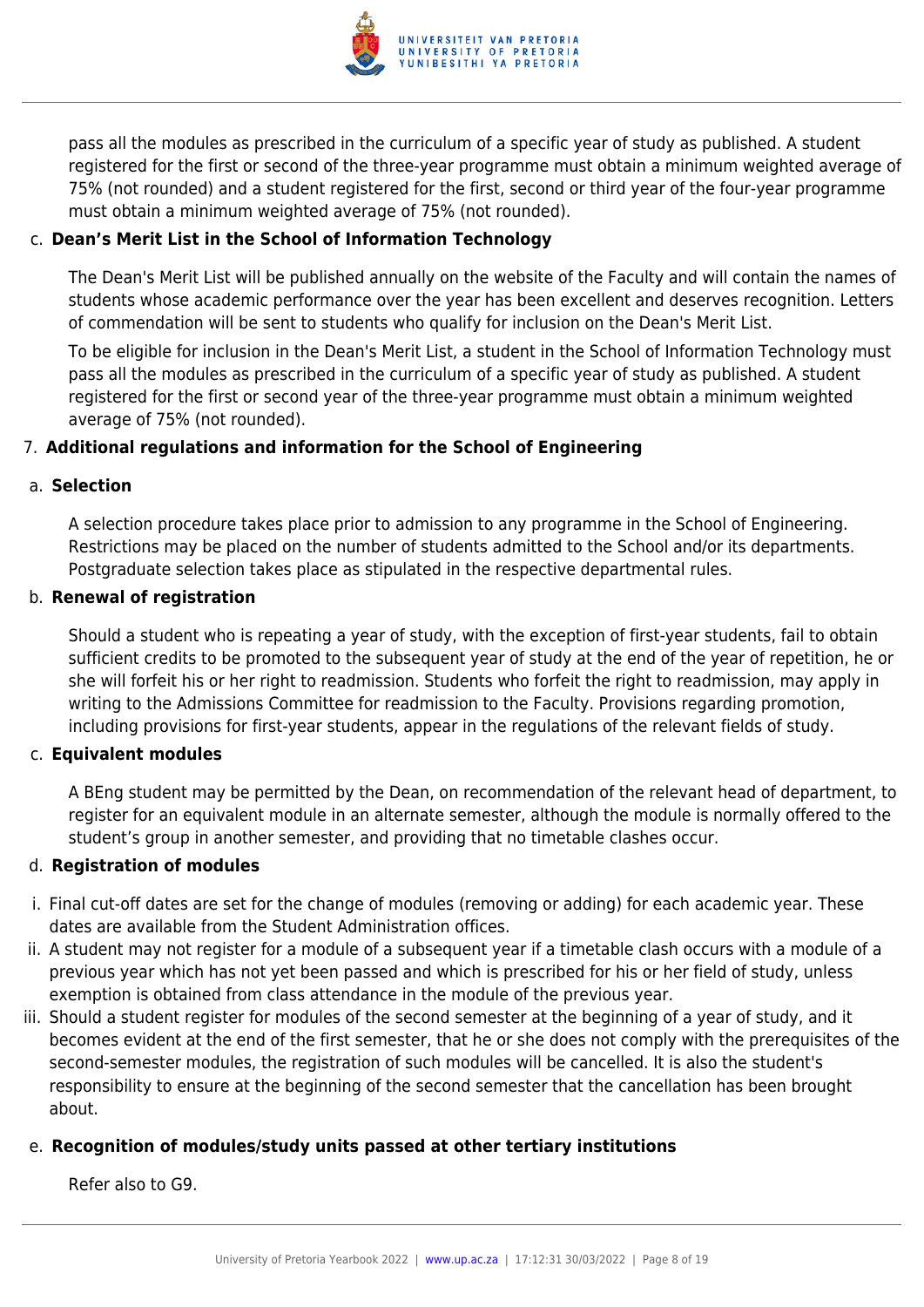pass all the modules as prescribed in the curriculum of a specific year of study as published. A student registered for the first or second of the three-year programme must obtain a minimum weighted average of 75% (not rounded) and a student registered for the first, second or third year of the four-year programme must obtain a minimum weighted average of 75% (not rounded).

c. **Dean's Merit List in the School of Information Technology**

The Dean's Merit List will be published annually on the website of the Faculty and will contain the names of students whose academic performance over the year has been excellent and deserves recognition. Letters of commendation will be sent to students who qualify for inclusion on the Dean's Merit List.

To be eligible for inclusion in the Dean's Merit List, a student in the School of Information Technology must pass all the modules as prescribed in the curriculum of a specific year of study as published. A student registered for the first or second year of the three-year programme must obtain a minimum weighted average of 75% (not rounded).

7. **Additional regulations and information for the School of Engineering**

a. **Selection**

A selection procedure takes place prior to admission to any programme in the School of Engineering. Restrictions may be placed on the number of students admitted to the School and/or its departments. Postgraduate selection takes place as stipulated in the respective departmental rules.

b. **Renewal of registration**

Should a student who is repeating a year of study, with the exception of first-year students, fail to obtain sufficient credits to be promoted to the subsequent year of study at the end of the year of repetition, he or she will forfeit his or her right to readmission. Students who forfeit the right to readmission, may apply in writing to the Admissions Committee for readmission to the Faculty. Provisions regarding promotion, including provisions for first-year students, appear in the regulations of the relevant fields of study.

c. **Equivalent modules**

A BEng student may be permitted by the Dean, on recommendation of the relevant head of department, to register for an equivalent module in an alternate semester, although the module is normally offered to the student's group in another semester, and providing that no timetable clashes occur.

d. **Registration of modules**

i. Final cut-off dates are set for the change of modules (removing or adding) for each academic year. These dates are available from the Student Administration offices.
ii. A student may not register for a module of a subsequent year if a timetable clash occurs with a module of a previous year which has not yet been passed and which is prescribed for his or her field of study, unless exemption is obtained from class attendance in the module of the previous year.
iii. Should a student register for modules of the second semester at the beginning of a year of study, and it becomes evident at the end of the first semester, that he or she does not comply with the prerequisites of the second-semester modules, the registration of such modules will be cancelled. It is also the student's responsibility to ensure at the beginning of the second semester that the cancellation has been brought about.

e. **Recognition of modules/study units passed at other tertiary institutions**

Refer also to G9.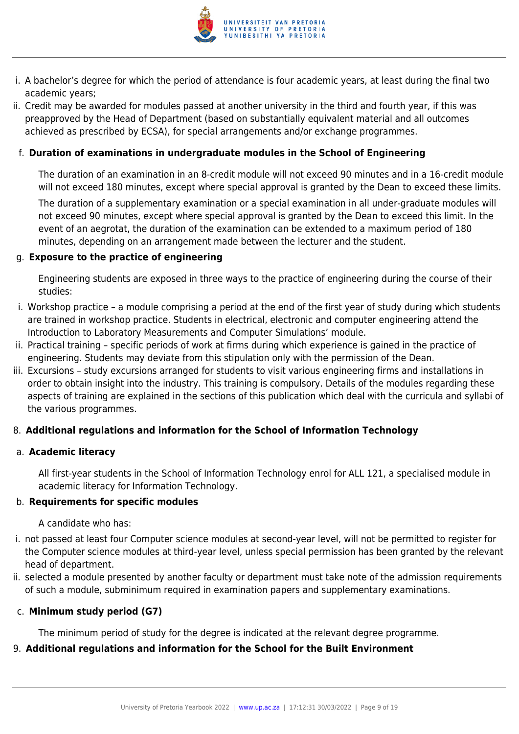i. A bachelor's degree for which the period of attendance is four academic years, at least during the final two academic years;
ii. Credit may be awarded for modules passed at another university in the third and fourth year, if this was preapproved by the Head of Department (based on substantially equivalent material and all outcomes achieved as prescribed by ECSA), for special arrangements and/or exchange programmes.

f. **Duration of examinations in undergraduate modules in the School of Engineering**

The duration of an examination in an 8-credit module will not exceed 90 minutes and in a 16-credit module will not exceed 180 minutes, except where special approval is granted by the Dean to exceed these limits.

The duration of a supplementary examination or a special examination in all under-graduate modules will not exceed 90 minutes, except where special approval is granted by the Dean to exceed this limit. In the event of an aegrotat, the duration of the examination can be extended to a maximum period of 180 minutes, depending on an arrangement made between the lecturer and the student.

g. **Exposure to the practice of engineering**

Engineering students are exposed in three ways to the practice of engineering during the course of their studies:

i. Workshop practice – a module comprising a period at the end of the first year of study during which students are trained in workshop practice. Students in electrical, electronic and computer engineering attend the Introduction to Laboratory Measurements and Computer Simulations' module.
ii. Practical training – specific periods of work at firms during which experience is gained in the practice of engineering. Students may deviate from this stipulation only with the permission of the Dean.
iii. Excursions – study excursions arranged for students to visit various engineering firms and installations in order to obtain insight into the industry. This training is compulsory. Details of the modules regarding these aspects of training are explained in the sections of this publication which deal with the curricula and syllabi of the various programmes.

8. **Additional regulations and information for the School of Information Technology**

a. **Academic literacy**

All first-year students in the School of Information Technology enrol for ALL 121, a specialised module in academic literacy for Information Technology.

b. **Requirements for specific modules**

A candidate who has:

i. not passed at least four Computer science modules at second-year level, will not be permitted to register for the Computer science modules at third-year level, unless special permission has been granted by the relevant head of department.
ii. selected a module presented by another faculty or department must take note of the admission requirements of such a module, subminimum required in examination papers and supplementary examinations.

c. **Minimum study period (G7)**

The minimum period of study for the degree is indicated at the relevant degree programme.

9. **Additional regulations and information for the School for the Built Environment**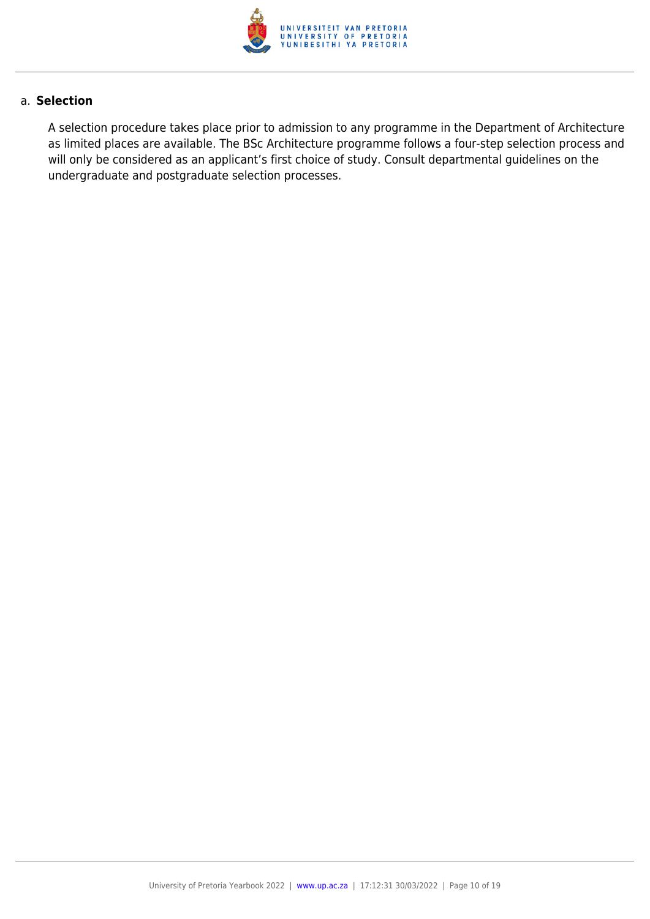a. **Selection**

A selection procedure takes place prior to admission to any programme in the Department of Architecture as limited places are available. The BSc Architecture programme follows a four-step selection process and will only be considered as an applicant’s first choice of study. Consult departmental guidelines on the undergraduate and postgraduate selection processes.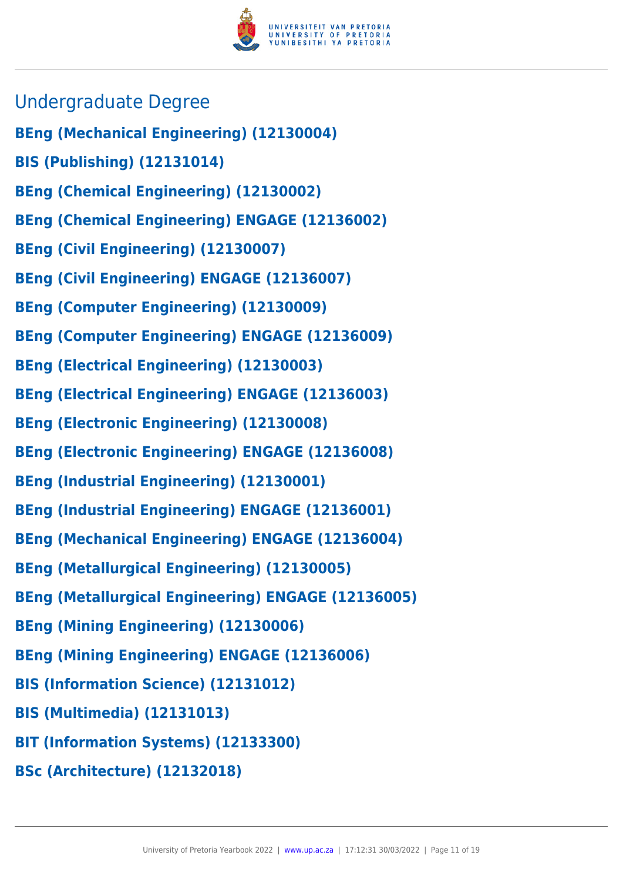## Undergraduate Degree

**BEng (Mechanical Engineering) (12130004)**

**BIS (Publishing) (12131014)**

**BEng (Chemical Engineering) (12130002)**

**BEng (Chemical Engineering) ENGAGE (12136002)**

**BEng (Civil Engineering) (12130007)**

**BEng (Civil Engineering) ENGAGE (12136007)**

**BEng (Computer Engineering) (12130009)**

**BEng (Computer Engineering) ENGAGE (12136009)**

**BEng (Electrical Engineering) (12130003)**

**BEng (Electrical Engineering) ENGAGE (12136003)**

**BEng (Electronic Engineering) (12130008)**

**BEng (Electronic Engineering) ENGAGE (12136008)**

**BEng (Industrial Engineering) (12130001)**

**BEng (Industrial Engineering) ENGAGE (12136001)**

**BEng (Mechanical Engineering) ENGAGE (12136004)**

**BEng (Metallurgical Engineering) (12130005)**

**BEng (Metallurgical Engineering) ENGAGE (12136005)**

**BEng (Mining Engineering) (12130006)**

**BEng (Mining Engineering) ENGAGE (12136006)**

**BIS (Information Science) (12131012)**

**BIS (Multimedia) (12131013)**

**BIT (Information Systems) (12133300)**

**BSc (Architecture) (12132018)**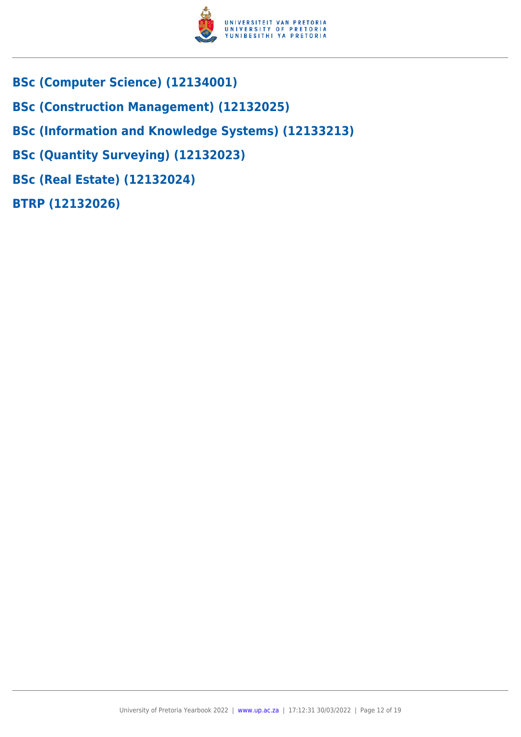## BSc (Computer Science) (12134001)

## BSc (Construction Management) (12132025)

## BSc (Information and Knowledge Systems) (12133213)

## BSc (Quantity Surveying) (12132023)

## BSc (Real Estate) (12132024)

## BTRP (12132026)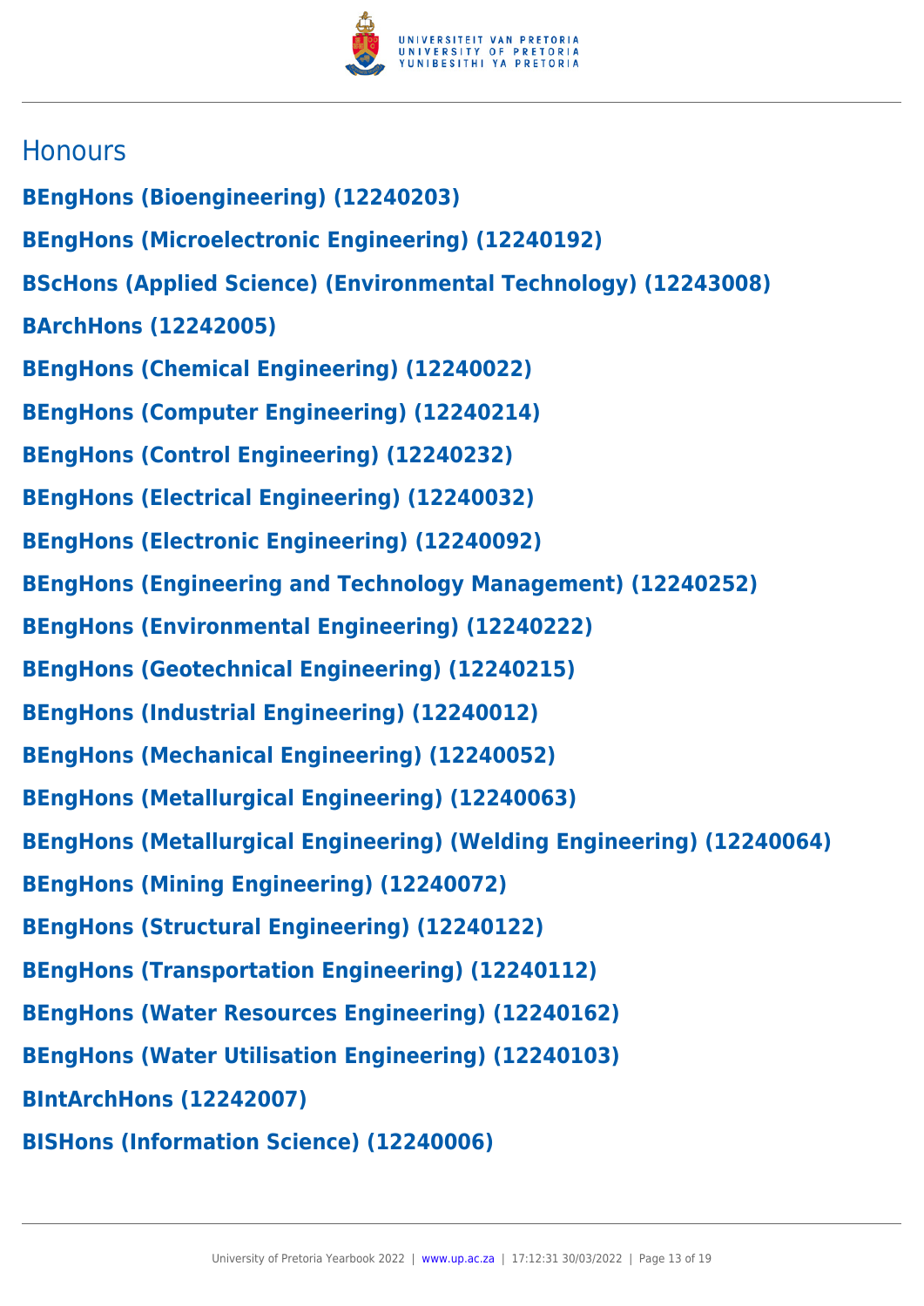## Honours

**BEngHons (Bioengineering) (12240203)**

**BEngHons (Microelectronic Engineering) (12240192)**

**BScHons (Applied Science) (Environmental Technology) (12243008)**

**BArchHons (12242005)**

**BEngHons (Chemical Engineering) (12240022)**

**BEngHons (Computer Engineering) (12240214)**

**BEngHons (Control Engineering) (12240232)**

**BEngHons (Electrical Engineering) (12240032)**

**BEngHons (Electronic Engineering) (12240092)**

**BEngHons (Engineering and Technology Management) (12240252)**

**BEngHons (Environmental Engineering) (12240222)**

**BEngHons (Geotechnical Engineering) (12240215)**

**BEngHons (Industrial Engineering) (12240012)**

**BEngHons (Mechanical Engineering) (12240052)**

**BEngHons (Metallurgical Engineering) (12240063)**

**BEngHons (Metallurgical Engineering) (Welding Engineering) (12240064)**

**BEngHons (Mining Engineering) (12240072)**

**BEngHons (Structural Engineering) (12240122)**

**BEngHons (Transportation Engineering) (12240112)**

**BEngHons (Water Resources Engineering) (12240162)**

**BEngHons (Water Utilisation Engineering) (12240103)**

**BIntArchHons (12242007)**

**BISHons (Information Science) (12240006)**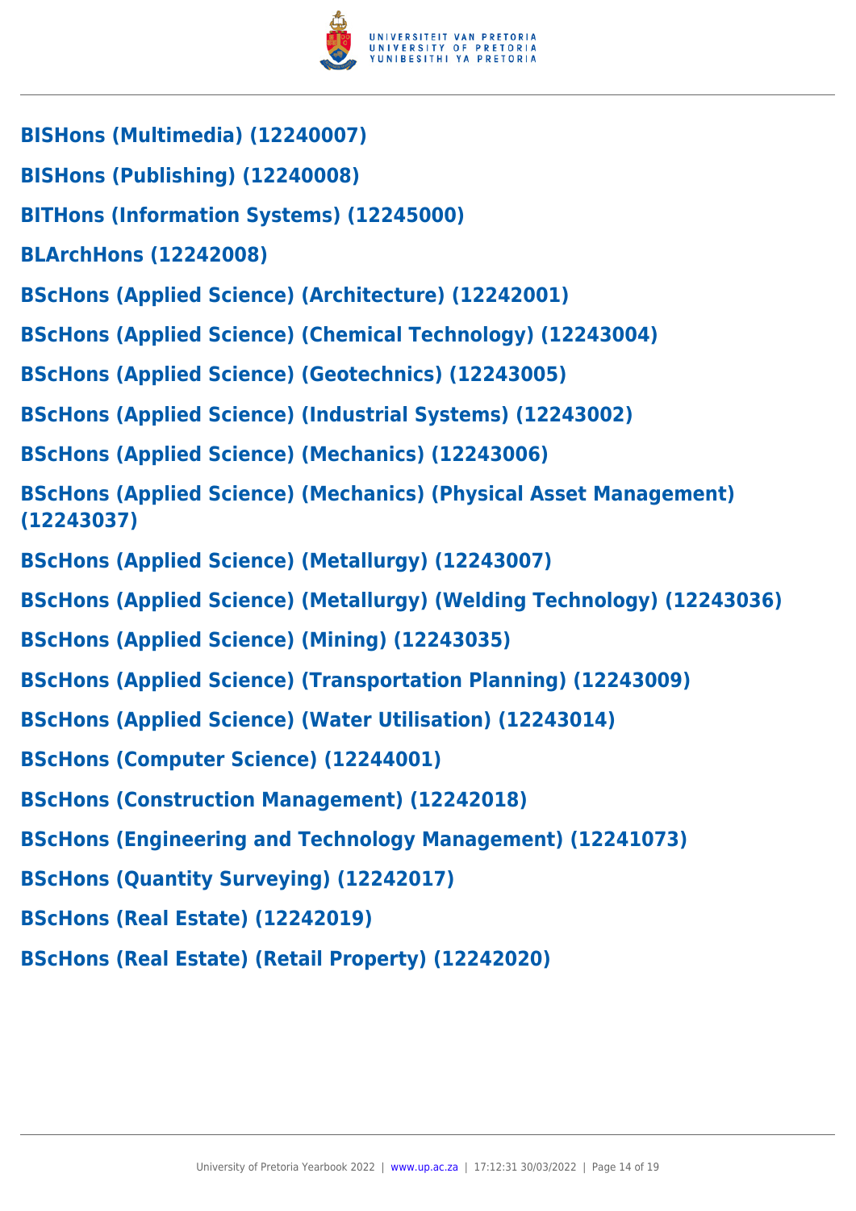**BISHons (Multimedia) (12240007)**

**BISHons (Publishing) (12240008)**

**BITHons (Information Systems) (12245000)**

**BLArchHons (12242008)**

**BScHons (Applied Science) (Architecture) (12242001)**

**BScHons (Applied Science) (Chemical Technology) (12243004)**

**BScHons (Applied Science) (Geotechnics) (12243005)**

**BScHons (Applied Science) (Industrial Systems) (12243002)**

**BScHons (Applied Science) (Mechanics) (12243006)**

**BScHons (Applied Science) (Mechanics) (Physical Asset Management) (12243037)**

**BScHons (Applied Science) (Metallurgy) (12243007)**

**BScHons (Applied Science) (Metallurgy) (Welding Technology) (12243036)**

**BScHons (Applied Science) (Mining) (12243035)**

**BScHons (Applied Science) (Transportation Planning) (12243009)**

**BScHons (Applied Science) (Water Utilisation) (12243014)**

**BScHons (Computer Science) (12244001)**

**BScHons (Construction Management) (12242018)**

**BScHons (Engineering and Technology Management) (12241073)**

**BScHons (Quantity Surveying) (12242017)**

**BScHons (Real Estate) (12242019)**

**BScHons (Real Estate) (Retail Property) (12242020)**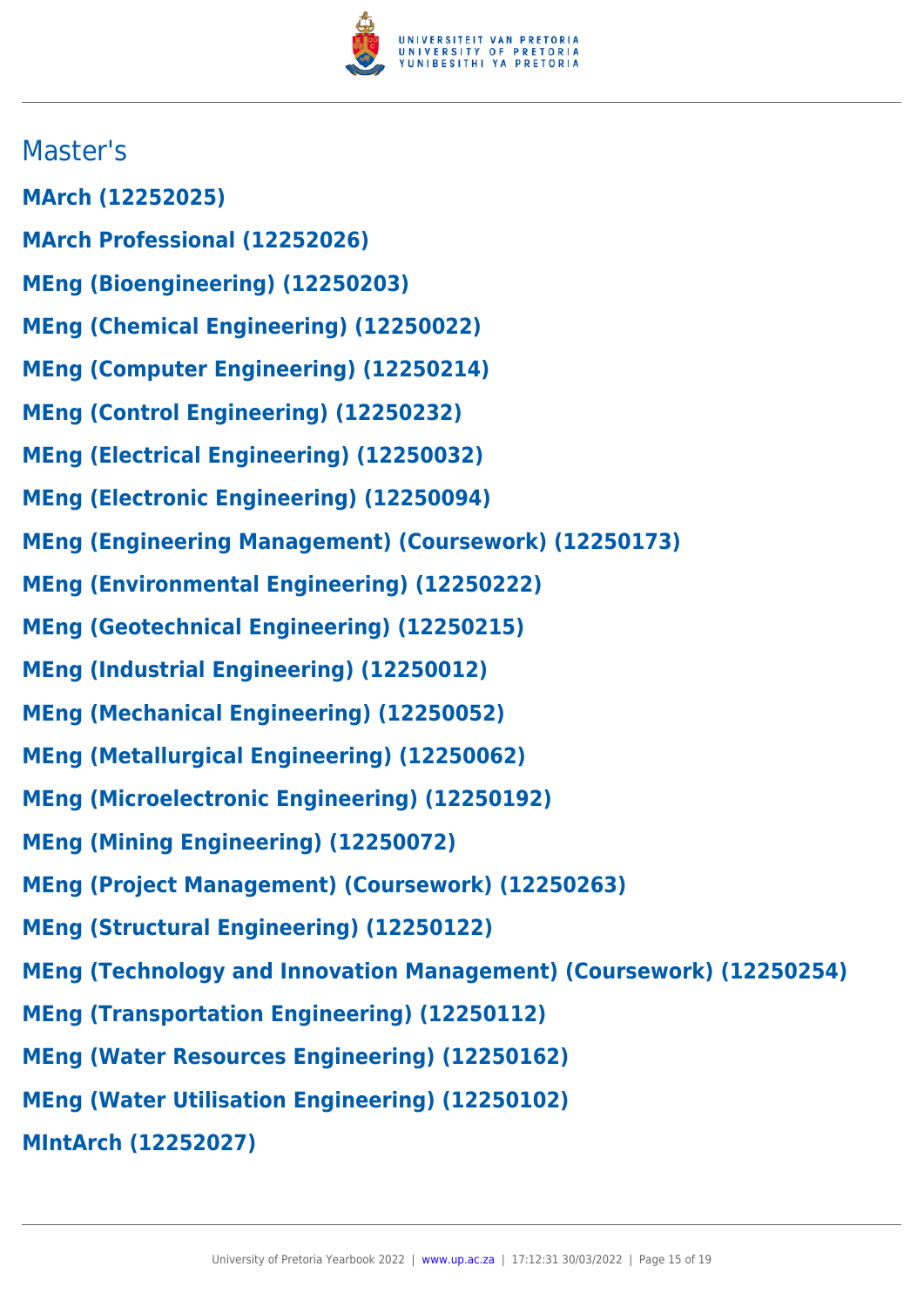## Master's

**MArch (12252025)**

**MArch Professional (12252026)**

**MEng (Bioengineering) (12250203)**

**MEng (Chemical Engineering) (12250022)**

**MEng (Computer Engineering) (12250214)**

**MEng (Control Engineering) (12250232)**

**MEng (Electrical Engineering) (12250032)**

**MEng (Electronic Engineering) (12250094)**

**MEng (Engineering Management) (Coursework) (12250173)**

**MEng (Environmental Engineering) (12250222)**

**MEng (Geotechnical Engineering) (12250215)**

**MEng (Industrial Engineering) (12250012)**

**MEng (Mechanical Engineering) (12250052)**

**MEng (Metallurgical Engineering) (12250062)**

**MEng (Microelectronic Engineering) (12250192)**

**MEng (Mining Engineering) (12250072)**

**MEng (Project Management) (Coursework) (12250263)**

**MEng (Structural Engineering) (12250122)**

**MEng (Technology and Innovation Management) (Coursework) (12250254)**

**MEng (Transportation Engineering) (12250112)**

**MEng (Water Resources Engineering) (12250162)**

**MEng (Water Utilisation Engineering) (12250102)**

**MIntArch (12252027)**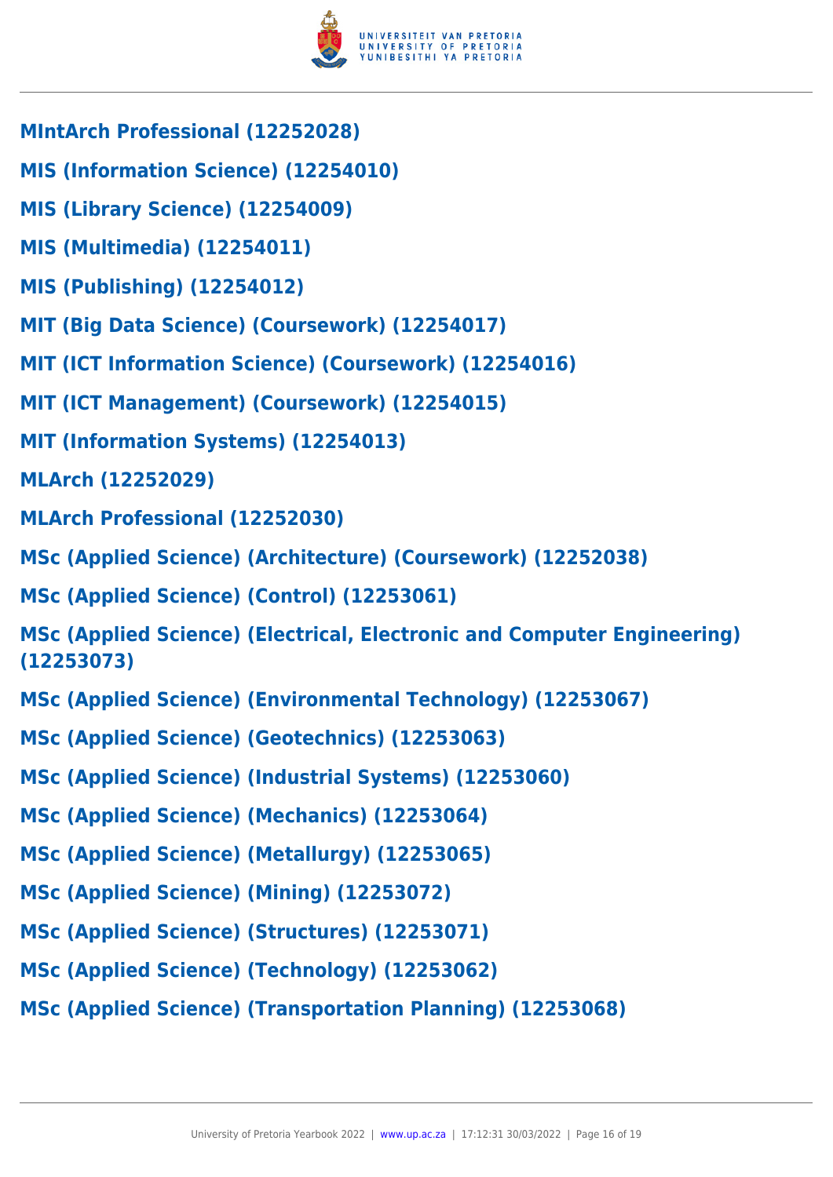**MIntArch Professional (12252028)**

**MIS (Information Science) (12254010)**

**MIS (Library Science) (12254009)**

**MIS (Multimedia) (12254011)**

**MIS (Publishing) (12254012)**

**MIT (Big Data Science) (Coursework) (12254017)**

**MIT (ICT Information Science) (Coursework) (12254016)**

**MIT (ICT Management) (Coursework) (12254015)**

**MIT (Information Systems) (12254013)**

**MLArch (12252029)**

**MLArch Professional (12252030)**

**MSc (Applied Science) (Architecture) (Coursework) (12252038)**

**MSc (Applied Science) (Control) (12253061)**

**MSc (Applied Science) (Electrical, Electronic and Computer Engineering) (12253073)**

**MSc (Applied Science) (Environmental Technology) (12253067)**

**MSc (Applied Science) (Geotechnics) (12253063)**

**MSc (Applied Science) (Industrial Systems) (12253060)**

**MSc (Applied Science) (Mechanics) (12253064)**

**MSc (Applied Science) (Metallurgy) (12253065)**

**MSc (Applied Science) (Mining) (12253072)**

**MSc (Applied Science) (Structures) (12253071)**

**MSc (Applied Science) (Technology) (12253062)**

**MSc (Applied Science) (Transportation Planning) (12253068)**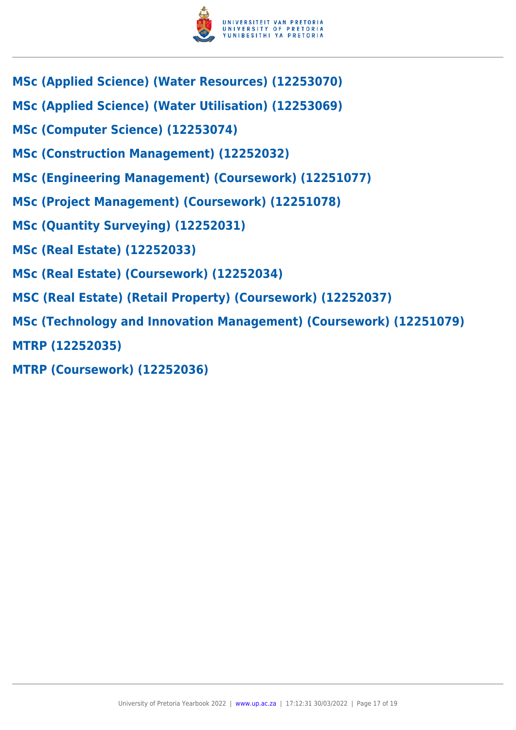**MSc (Applied Science) (Water Resources) (12253070)**

**MSc (Applied Science) (Water Utilisation) (12253069)**

**MSc (Computer Science) (12253074)**

**MSc (Construction Management) (12252032)**

**MSc (Engineering Management) (Coursework) (12251077)**

**MSc (Project Management) (Coursework) (12251078)**

**MSc (Quantity Surveying) (12252031)**

**MSc (Real Estate) (12252033)**

**MSc (Real Estate) (Coursework) (12252034)**

**MSC (Real Estate) (Retail Property) (Coursework) (12252037)**

**MSc (Technology and Innovation Management) (Coursework) (12251079)**

**MTRP (12252035)**

**MTRP (Coursework) (12252036)**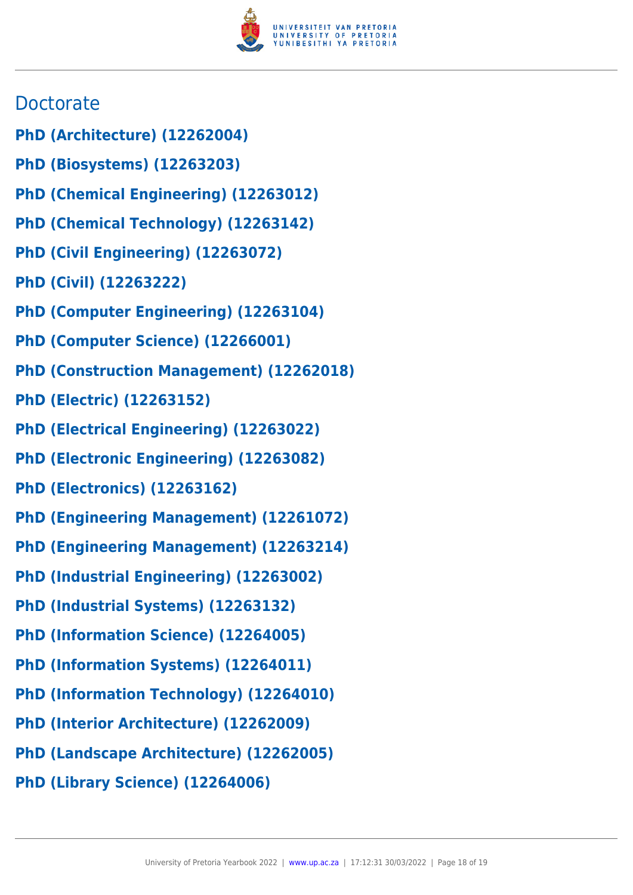## Doctorate

**PhD (Architecture) (12262004)**

**PhD (Biosystems) (12263203)**

**PhD (Chemical Engineering) (12263012)**

**PhD (Chemical Technology) (12263142)**

**PhD (Civil Engineering) (12263072)**

**PhD (Civil) (12263222)**

**PhD (Computer Engineering) (12263104)**

**PhD (Computer Science) (12266001)**

**PhD (Construction Management) (12262018)**

**PhD (Electric) (12263152)**

**PhD (Electrical Engineering) (12263022)**

**PhD (Electronic Engineering) (12263082)**

**PhD (Electronics) (12263162)**

**PhD (Engineering Management) (12261072)**

**PhD (Engineering Management) (12263214)**

**PhD (Industrial Engineering) (12263002)**

**PhD (Industrial Systems) (12263132)**

**PhD (Information Science) (12264005)**

**PhD (Information Systems) (12264011)**

**PhD (Information Technology) (12264010)**

**PhD (Interior Architecture) (12262009)**

**PhD (Landscape Architecture) (12262005)**

**PhD (Library Science) (12264006)**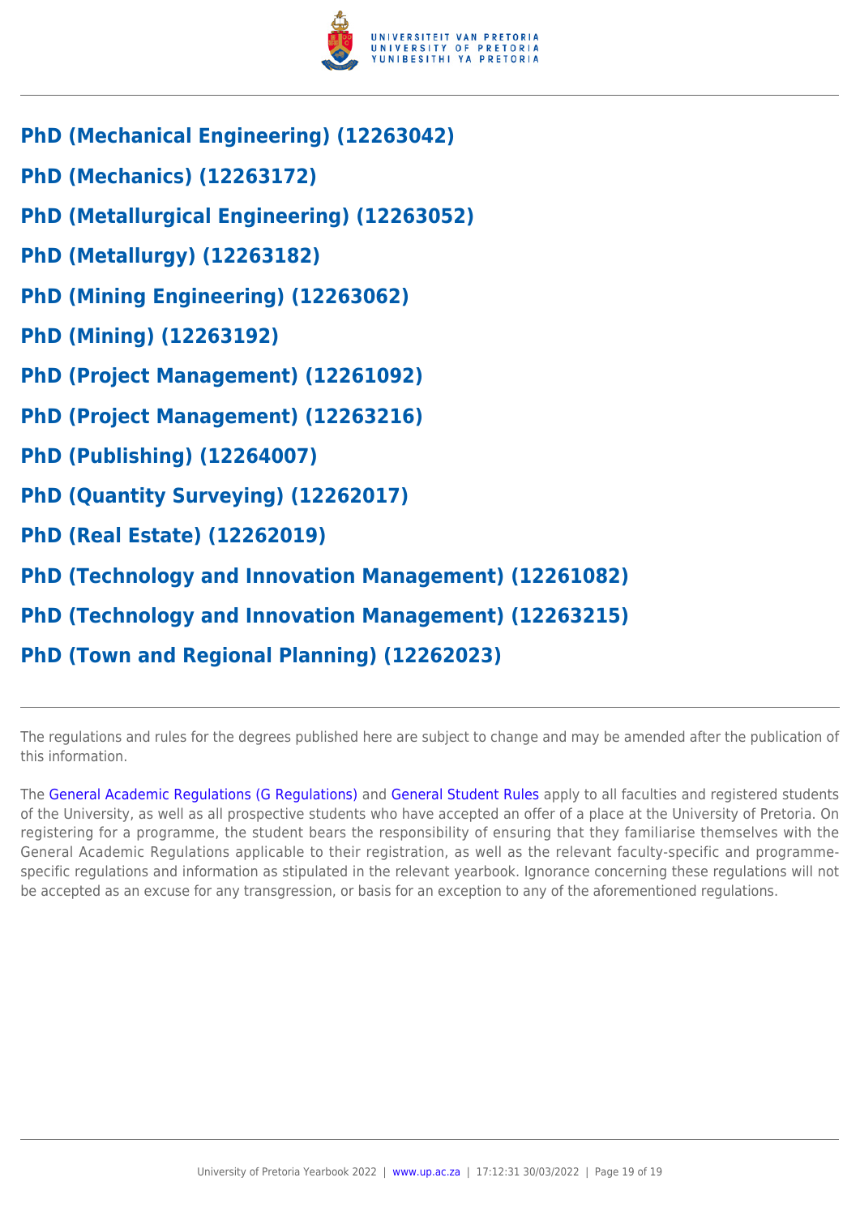## PhD (Mechanical Engineering) (12263042)

## PhD (Mechanics) (12263172)

## PhD (Metallurgical Engineering) (12263052)

## PhD (Metallurgy) (12263182)

## PhD (Mining Engineering) (12263062)

## PhD (Mining) (12263192)

## PhD (Project Management) (12261092)

## PhD (Project Management) (12263216)

## PhD (Publishing) (12264007)

## PhD (Quantity Surveying) (12262017)

## PhD (Real Estate) (12262019)

## PhD (Technology and Innovation Management) (12261082)

## PhD (Technology and Innovation Management) (12263215)

## PhD (Town and Regional Planning) (12262023)

---

The regulations and rules for the degrees published here are subject to change and may be amended after the publication of this information.

The General Academic Regulations (G Regulations) and General Student Rules apply to all faculties and registered students of the University, as well as all prospective students who have accepted an offer of a place at the University of Pretoria. On registering for a programme, the student bears the responsibility of ensuring that they familiarise themselves with the General Academic Regulations applicable to their registration, as well as the relevant faculty-specific and programme-specific regulations and information as stipulated in the relevant yearbook. Ignorance concerning these regulations will not be accepted as an excuse for any transgression, or basis for an exception to any of the aforementioned regulations.